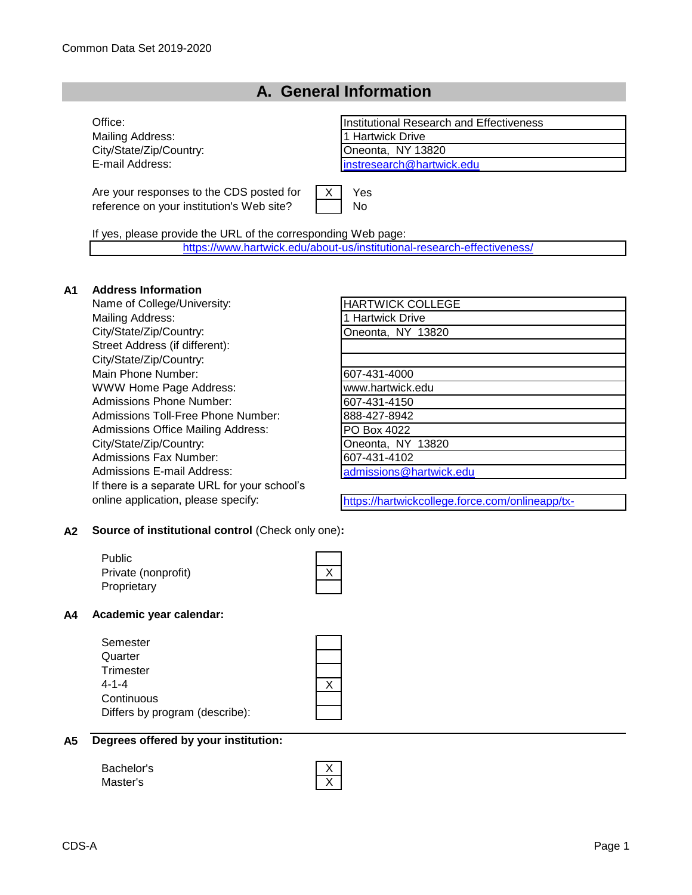Common Data Set 2019-2020

# A. General Information

| | |
|---|---|
| Office: | Institutional Research and Effectiveness |
| Mailing Address: | 1 Hartwick Drive |
| City/State/Zip/Country: | Oneonta, NY 13820 |
| E-mail Address: | instresearch@hartwick.edu |

Are your responses to the CDS posted for reference on your institution's Web site?

| | |
|---|---|
| X | Yes |
| | No |

If yes, please provide the URL of the corresponding Web page:

https://www.hartwick.edu/about-us/institutional-research-effectiveness/

## A1 Address Information

| | |
|---|---|
| Name of College/University: | HARTWICK COLLEGE |
| Mailing Address: | 1 Hartwick Drive |
| City/State/Zip/Country: | Oneonta, NY 13820 |
| Street Address (if different): | |
| City/State/Zip/Country: | |
| Main Phone Number: | 607-431-4000 |
| WWW Home Page Address: | www.hartwick.edu |
| Admissions Phone Number: | 607-431-4150 |
| Admissions Toll-Free Phone Number: | 888-427-8942 |
| Admissions Office Mailing Address: | PO Box 4022 |
| City/State/Zip/Country: | Oneonta, NY 13820 |
| Admissions Fax Number: | 607-431-4102 |
| Admissions E-mail Address: | admissions@hartwick.edu |
| If there is a separate URL for your school's online application, please specify: | https://hartwickcollege.force.com/onlineapp/tx- |

## A2 Source of institutional control (Check only one):

| | |
|---|---|
| Public | |
| Private (nonprofit) | X |
| Proprietary | |

## A4 Academic year calendar:

| | |
|---|---|
| Semester | |
| Quarter | |
| Trimester | |
| 4-1-4 | X |
| Continuous | |
| Differs by program (describe): | |

## A5 Degrees offered by your institution:

| | |
|---|---|
| Bachelor's | X |
| Master's | X |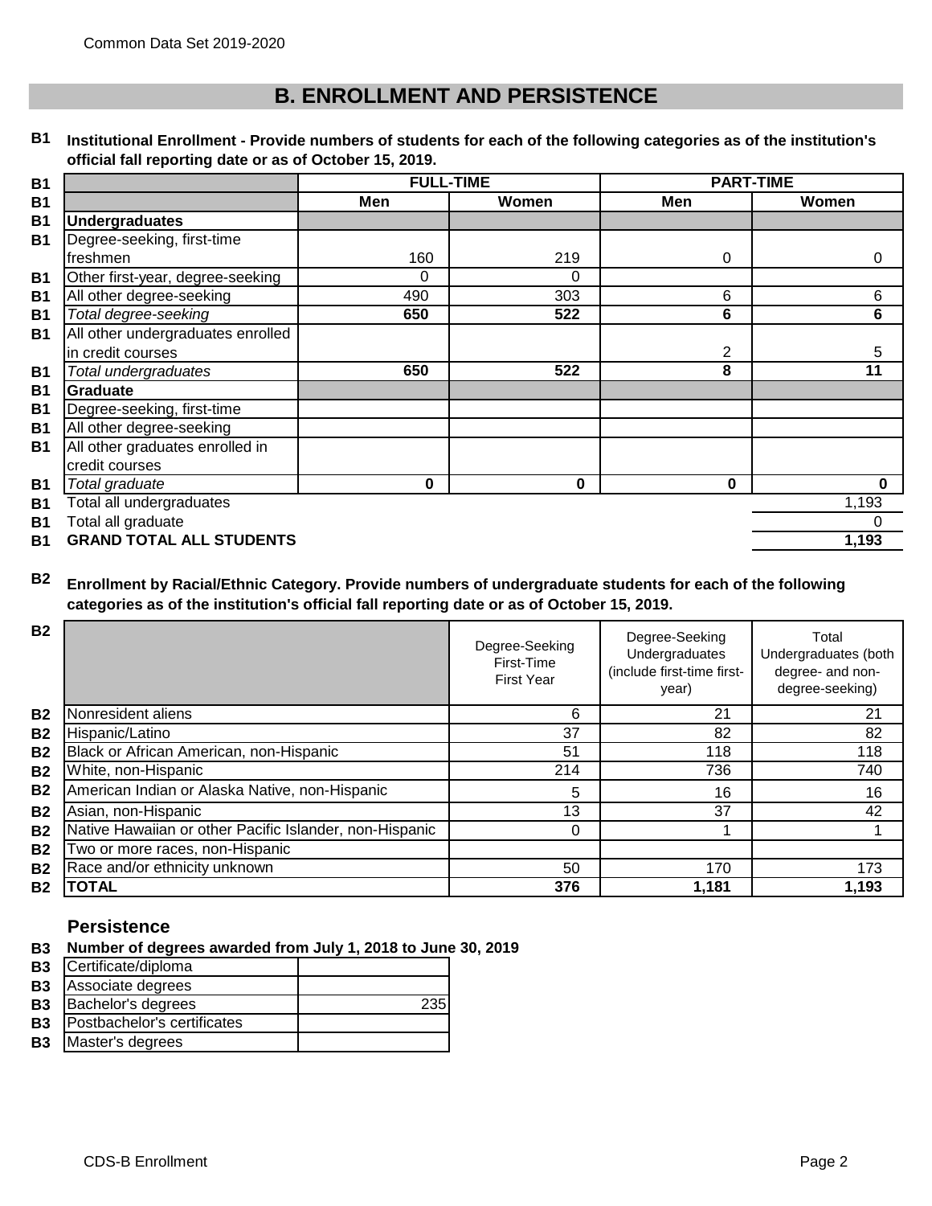## B. ENROLLMENT AND PERSISTENCE

**B1 Institutional Enrollment - Provide numbers of students for each of the following categories as of the institution's official fall reporting date or as of October 15, 2019.**

| | FULL-TIME | | PART-TIME | |
|---|---|---|---|---|
| | Men | Women | Men | Women |
| **Undergraduates** | | | | |
| Degree-seeking, first-time freshmen | 160 | 219 | 0 | 0 |
| Other first-year, degree-seeking | 0 | 0 | | |
| All other degree-seeking | 490 | 303 | 6 | 6 |
| *Total degree-seeking* | **650** | **522** | **6** | **6** |
| All other undergraduates enrolled in credit courses | | | 2 | 5 |
| *Total undergraduates* | **650** | **522** | **8** | **11** |
| **Graduate** | | | | |
| Degree-seeking, first-time | | | | |
| All other degree-seeking | | | | |
| All other graduates enrolled in credit courses | | | | |
| *Total graduate* | **0** | **0** | **0** | **0** |
| Total all undergraduates | | | | 1,193 |
| Total all graduate | | | | 0 |
| **GRAND TOTAL ALL STUDENTS** | | | | **1,193** |

**B2 Enrollment by Racial/Ethnic Category. Provide numbers of undergraduate students for each of the following categories as of the institution's official fall reporting date or as of October 15, 2019.**

| | Degree-Seeking First-Time First Year | Degree-Seeking Undergraduates (include first-time first-year) | Total Undergraduates (both degree- and non-degree-seeking) |
|---|---|---|---|
| Nonresident aliens | 6 | 21 | 21 |
| Hispanic/Latino | 37 | 82 | 82 |
| Black or African American, non-Hispanic | 51 | 118 | 118 |
| White, non-Hispanic | 214 | 736 | 740 |
| American Indian or Alaska Native, non-Hispanic | 5 | 16 | 16 |
| Asian, non-Hispanic | 13 | 37 | 42 |
| Native Hawaiian or other Pacific Islander, non-Hispanic | 0 | 1 | 1 |
| Two or more races, non-Hispanic | | | |
| Race and/or ethnicity unknown | 50 | 170 | 173 |
| **TOTAL** | **376** | **1,181** | **1,193** |

### Persistence

**B3 Number of degrees awarded from July 1, 2018 to June 30, 2019**

| | |
|---|---|
| Certificate/diploma | |
| Associate degrees | |
| Bachelor's degrees | 235 |
| Postbachelor's certificates | |
| Master's degrees | |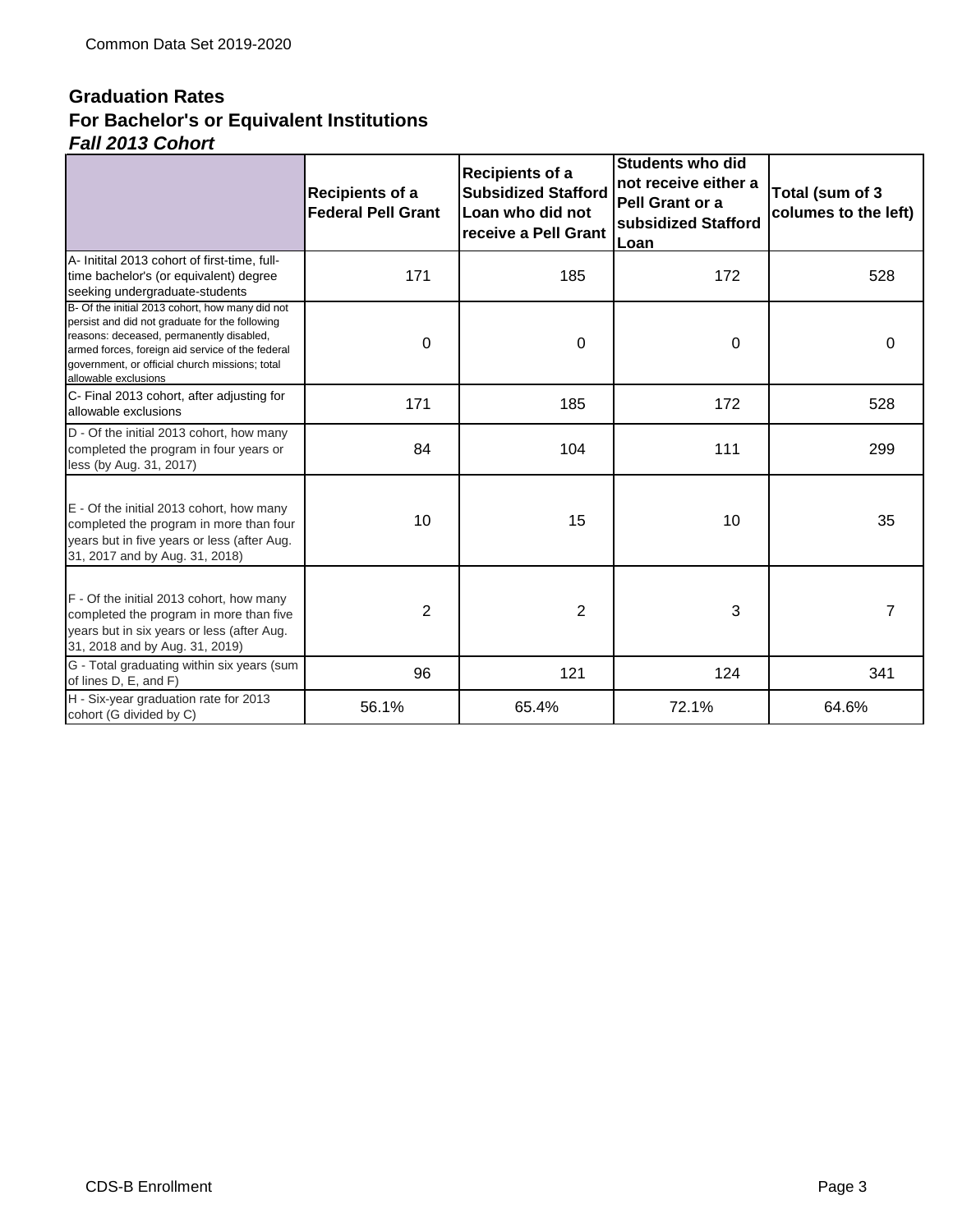## Graduation Rates
## For Bachelor's or Equivalent Institutions
### *Fall 2013 Cohort*

| | Recipients of a Federal Pell Grant | Recipients of a Subsidized Stafford Loan who did not receive a Pell Grant | Students who did not receive either a Pell Grant or a subsidized Stafford Loan | Total (sum of 3 columes to the left) |
|---|---|---|---|---|
| A- Initital 2013 cohort of first-time, full-time bachelor's (or equivalent) degree seeking undergraduate-students | 171 | 185 | 172 | 528 |
| B- Of the initial 2013 cohort, how many did not persist and did not graduate for the following reasons: deceased, permanently disabled, armed forces, foreign aid service of the federal government, or official church missions; total allowable exclusions | 0 | 0 | 0 | 0 |
| C- Final 2013 cohort, after adjusting for allowable exclusions | 171 | 185 | 172 | 528 |
| D - Of the initial 2013 cohort, how many completed the program in four years or less (by Aug. 31, 2017) | 84 | 104 | 111 | 299 |
| E - Of the initial 2013 cohort, how many completed the program in more than four years but in five years or less (after Aug. 31, 2017 and by Aug. 31, 2018) | 10 | 15 | 10 | 35 |
| F - Of the initial 2013 cohort, how many completed the program in more than five years but in six years or less (after Aug. 31, 2018 and by Aug. 31, 2019) | 2 | 2 | 3 | 7 |
| G - Total graduating within six years (sum of lines D, E, and F) | 96 | 121 | 124 | 341 |
| H - Six-year graduation rate for 2013 cohort (G divided by C) | 56.1% | 65.4% | 72.1% | 64.6% |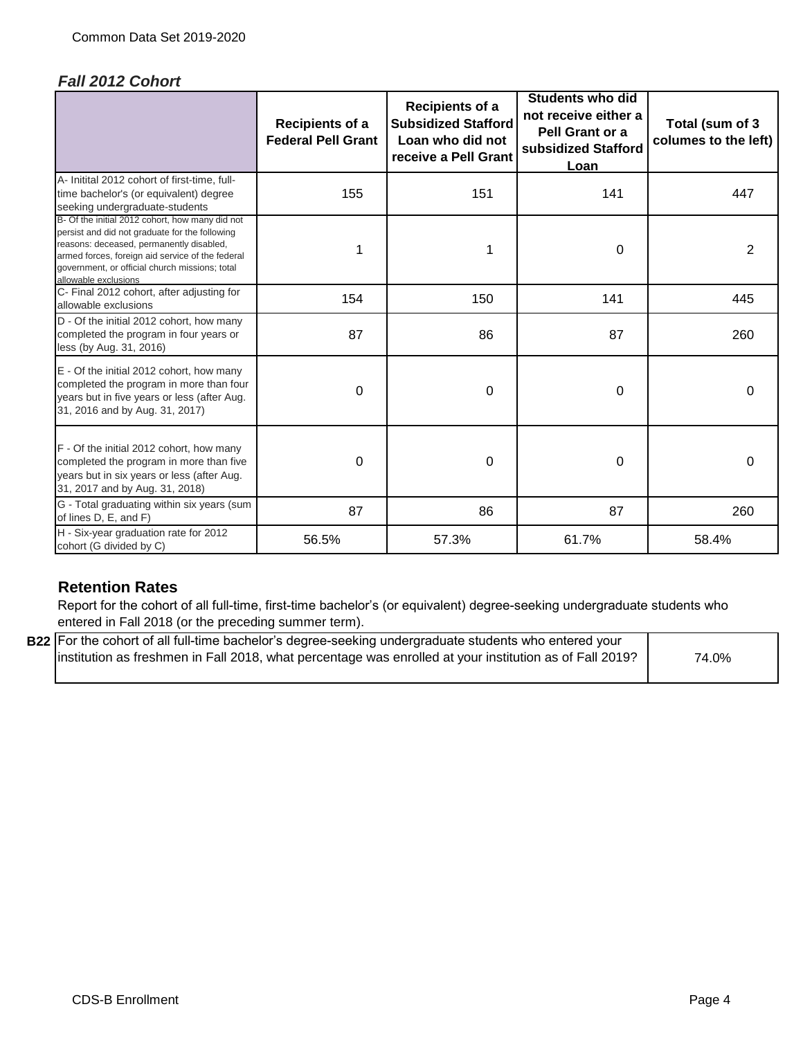### *Fall 2012 Cohort*

| | Recipients of a Federal Pell Grant | Recipients of a Subsidized Stafford Loan who did not receive a Pell Grant | Students who did not receive either a Pell Grant or a subsidized Stafford Loan | Total (sum of 3 columes to the left) |
|---|---|---|---|---|
| A- Initital 2012 cohort of first-time, full-time bachelor's (or equivalent) degree seeking undergraduate-students | 155 | 151 | 141 | 447 |
| B- Of the initial 2012 cohort, how many did not persist and did not graduate for the following reasons: deceased, permanently disabled, armed forces, foreign aid service of the federal government, or official church missions; total allowable exclusions | 1 | 1 | 0 | 2 |
| C- Final 2012 cohort, after adjusting for allowable exclusions | 154 | 150 | 141 | 445 |
| D - Of the initial 2012 cohort, how many completed the program in four years or less (by Aug. 31, 2016) | 87 | 86 | 87 | 260 |
| E - Of the initial 2012 cohort, how many completed the program in more than four years but in five years or less (after Aug. 31, 2016 and by Aug. 31, 2017) | 0 | 0 | 0 | 0 |
| F - Of the initial 2012 cohort, how many completed the program in more than five years but in six years or less (after Aug. 31, 2017 and by Aug. 31, 2018) | 0 | 0 | 0 | 0 |
| G - Total graduating within six years (sum of lines D, E, and F) | 87 | 86 | 87 | 260 |
| H - Six-year graduation rate for 2012 cohort (G divided by C) | 56.5% | 57.3% | 61.7% | 58.4% |

## Retention Rates

Report for the cohort of all full-time, first-time bachelor's (or equivalent) degree-seeking undergraduate students who entered in Fall 2018 (or the preceding summer term).

| | | |
|---|---|---|
| B22 | For the cohort of all full-time bachelor's degree-seeking undergraduate students who entered your institution as freshmen in Fall 2018, what percentage was enrolled at your institution as of Fall 2019? | 74.0% |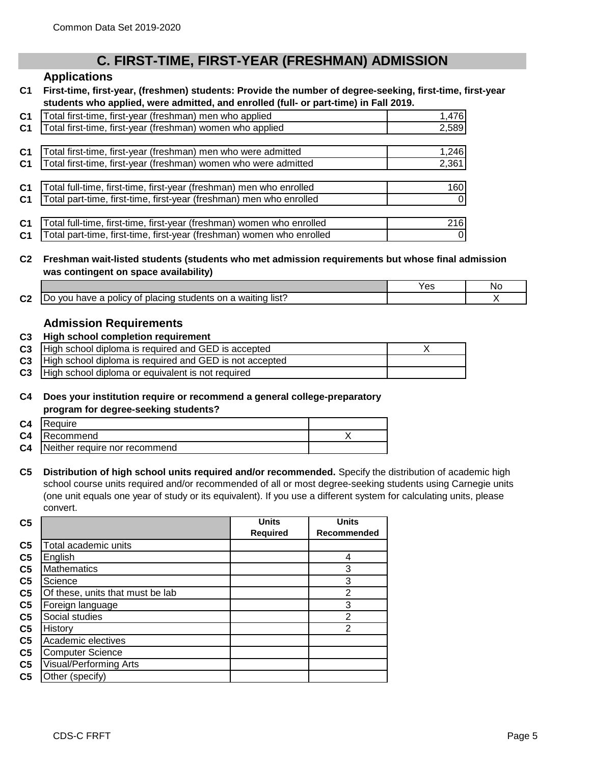## C. FIRST-TIME, FIRST-YEAR (FRESHMAN) ADMISSION

### Applications

**C1 First-time, first-year, (freshmen) students: Provide the number of degree-seeking, first-time, first-year students who applied, were admitted, and enrolled (full- or part-time) in Fall 2019.**

| | | |
|---|---|---|
| C1 | Total first-time, first-year (freshman) men who applied | 1,476 |
| C1 | Total first-time, first-year (freshman) women who applied | 2,589 |
| C1 | Total first-time, first-year (freshman) men who were admitted | 1,246 |
| C1 | Total first-time, first-year (freshman) women who were admitted | 2,361 |
| C1 | Total full-time, first-time, first-year (freshman) men who enrolled | 160 |
| C1 | Total part-time, first-time, first-year (freshman) men who enrolled | 0 |
| C1 | Total full-time, first-time, first-year (freshman) women who enrolled | 216 |
| C1 | Total part-time, first-time, first-year (freshman) women who enrolled | 0 |

**C2 Freshman wait-listed students (students who met admission requirements but whose final admission was contingent on space availability)**

| | | Yes | No |
|---|---|---|---|
| C2 | Do you have a policy of placing students on a waiting list? | | X |

### Admission Requirements

**C3 High school completion requirement**

| | | |
|---|---|---|
| C3 | High school diploma is required and GED is accepted | X |
| C3 | High school diploma is required and GED is not accepted | |
| C3 | High school diploma or equivalent is not required | |

**C4 Does your institution require or recommend a general college-preparatory program for degree-seeking students?**

| | | |
|---|---|---|
| C4 | Require | |
| C4 | Recommend | X |
| C4 | Neither require nor recommend | |

**C5 Distribution of high school units required and/or recommended.** Specify the distribution of academic high school course units required and/or recommended of all or most degree-seeking students using Carnegie units (one unit equals one year of study or its equivalent). If you use a different system for calculating units, please convert.

| C5 | | Units Required | Units Recommended |
|---|---|---|---|
| C5 | Total academic units | | |
| C5 | English | | 4 |
| C5 | Mathematics | | 3 |
| C5 | Science | | 3 |
| C5 | Of these, units that must be lab | | 2 |
| C5 | Foreign language | | 3 |
| C5 | Social studies | | 2 |
| C5 | History | | 2 |
| C5 | Academic electives | | |
| C5 | Computer Science | | |
| C5 | Visual/Performing Arts | | |
| C5 | Other (specify) | | |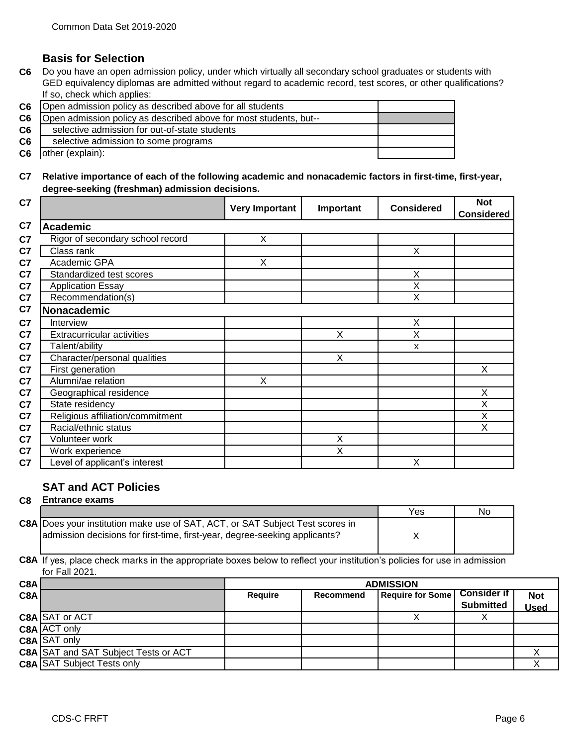## Basis for Selection

**C6** Do you have an open admission policy, under which virtually all secondary school graduates or students with GED equivalency diplomas are admitted without regard to academic record, test scores, or other qualifications? If so, check which applies:

| | | |
|---|---|---|
| C6 | Open admission policy as described above for all students | |
| C6 | Open admission policy as described above for most students, but-- | |
| C6 | selective admission for out-of-state students | |
| C6 | selective admission to some programs | |
| C6 | other (explain): | |

**C7 Relative importance of each of the following academic and nonacademic factors in first-time, first-year, degree-seeking (freshman) admission decisions.**

| | | Very Important | Important | Considered | Not Considered |
|---|---|---|---|---|---|
| C7 | **Academic** | | | | |
| C7 | Rigor of secondary school record | X | | | |
| C7 | Class rank | | | X | |
| C7 | Academic GPA | X | | | |
| C7 | Standardized test scores | | | X | |
| C7 | Application Essay | | | X | |
| C7 | Recommendation(s) | | | X | |
| C7 | **Nonacademic** | | | | |
| C7 | Interview | | | X | |
| C7 | Extracurricular activities | | X | X | |
| C7 | Talent/ability | | | x | |
| C7 | Character/personal qualities | | X | | |
| C7 | First generation | | | | X |
| C7 | Alumni/ae relation | X | | | |
| C7 | Geographical residence | | | | X |
| C7 | State residency | | | | X |
| C7 | Religious affiliation/commitment | | | | X |
| C7 | Racial/ethnic status | | | | X |
| C7 | Volunteer work | | X | | |
| C7 | Work experience | | X | | |
| C7 | Level of applicant's interest | | | X | |

## SAT and ACT Policies

**C8 Entrance exams**

| | | Yes | No |
|---|---|---|---|
| C8A | Does your institution make use of SAT, ACT, or SAT Subject Test scores in admission decisions for first-time, first-year, degree-seeking applicants? | X | |

**C8A** If yes, place check marks in the appropriate boxes below to reflect your institution's policies for use in admission for Fall 2021.

| | | ADMISSION | | | | |
|---|---|---|---|---|---|---|
| C8A | | Require | Recommend | Require for Some | Consider if Submitted | Not Used |
| C8A | SAT or ACT | | | X | X | |
| C8A | ACT only | | | | | |
| C8A | SAT only | | | | | |
| C8A | SAT and SAT Subject Tests or ACT | | | | | X |
| C8A | SAT Subject Tests only | | | | | X |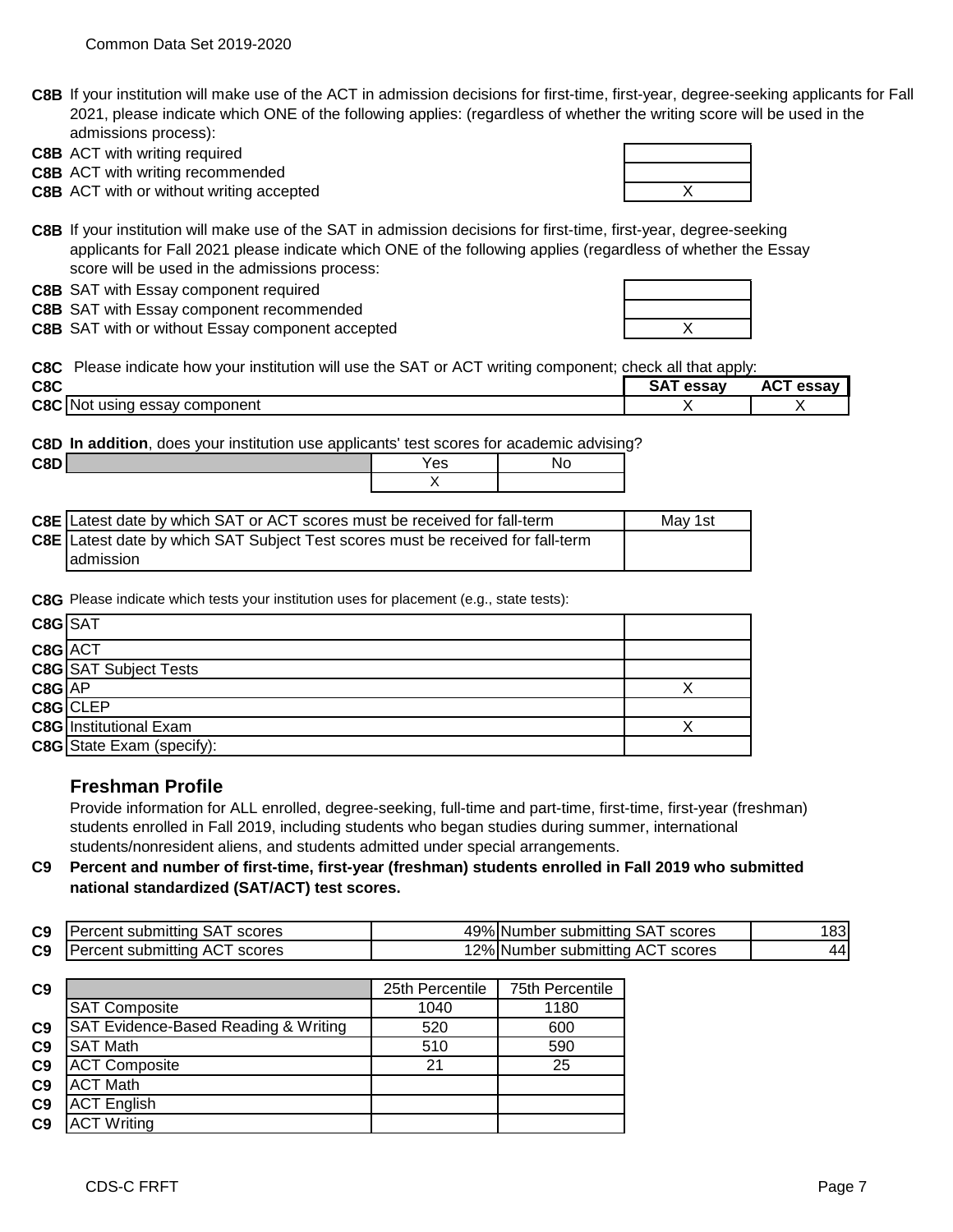**C8B** If your institution will make use of the ACT in admission decisions for first-time, first-year, degree-seeking applicants for Fall 2021, please indicate which ONE of the following applies: (regardless of whether the writing score will be used in the admissions process):

| | | |
|---|---|---|
| C8B | ACT with writing required | |
| C8B | ACT with writing recommended | |
| C8B | ACT with or without writing accepted | X |

**C8B** If your institution will make use of the SAT in admission decisions for first-time, first-year, degree-seeking applicants for Fall 2021 please indicate which ONE of the following applies (regardless of whether the Essay score will be used in the admissions process:

| | | |
|---|---|---|
| C8B | SAT with Essay component required | |
| C8B | SAT with Essay component recommended | |
| C8B | SAT with or without Essay component accepted | X |

**C8C** Please indicate how your institution will use the SAT or ACT writing component; check all that apply:

| | | SAT essay | ACT essay |
|---|---|---|---|
| C8C | Not using essay component | X | X |

**C8D** **In addition**, does your institution use applicants' test scores for academic advising?

| | | Yes | No |
|---|---|---|---|
| C8D | | X | |

| | | |
|---|---|---|
| C8E | Latest date by which SAT or ACT scores must be received for fall-term | May 1st |
| C8E | Latest date by which SAT Subject Test scores must be received for fall-term admission | |

**C8G** Please indicate which tests your institution uses for placement (e.g., state tests):

| | | |
|---|---|---|
| C8G | SAT | |
| C8G | ACT | |
| C8G | SAT Subject Tests | |
| C8G | AP | X |
| C8G | CLEP | |
| C8G | Institutional Exam | X |
| C8G | State Exam (specify): | |

## Freshman Profile

Provide information for ALL enrolled, degree-seeking, full-time and part-time, first-time, first-year (freshman) students enrolled in Fall 2019, including students who began studies during summer, international students/nonresident aliens, and students admitted under special arrangements.

**C9 Percent and number of first-time, first-year (freshman) students enrolled in Fall 2019 who submitted national standardized (SAT/ACT) test scores.**

| | | | | |
|---|---|---|---|---|
| C9 | Percent submitting SAT scores | 49% | Number submitting SAT scores | 183 |
| C9 | Percent submitting ACT scores | 12% | Number submitting ACT scores | 44 |

| | | 25th Percentile | 75th Percentile |
|---|---|---|---|
| C9 | SAT Composite | 1040 | 1180 |
| C9 | SAT Evidence-Based Reading & Writing | 520 | 600 |
| C9 | SAT Math | 510 | 590 |
| C9 | ACT Composite | 21 | 25 |
| C9 | ACT Math | | |
| C9 | ACT English | | |
| C9 | ACT Writing | | |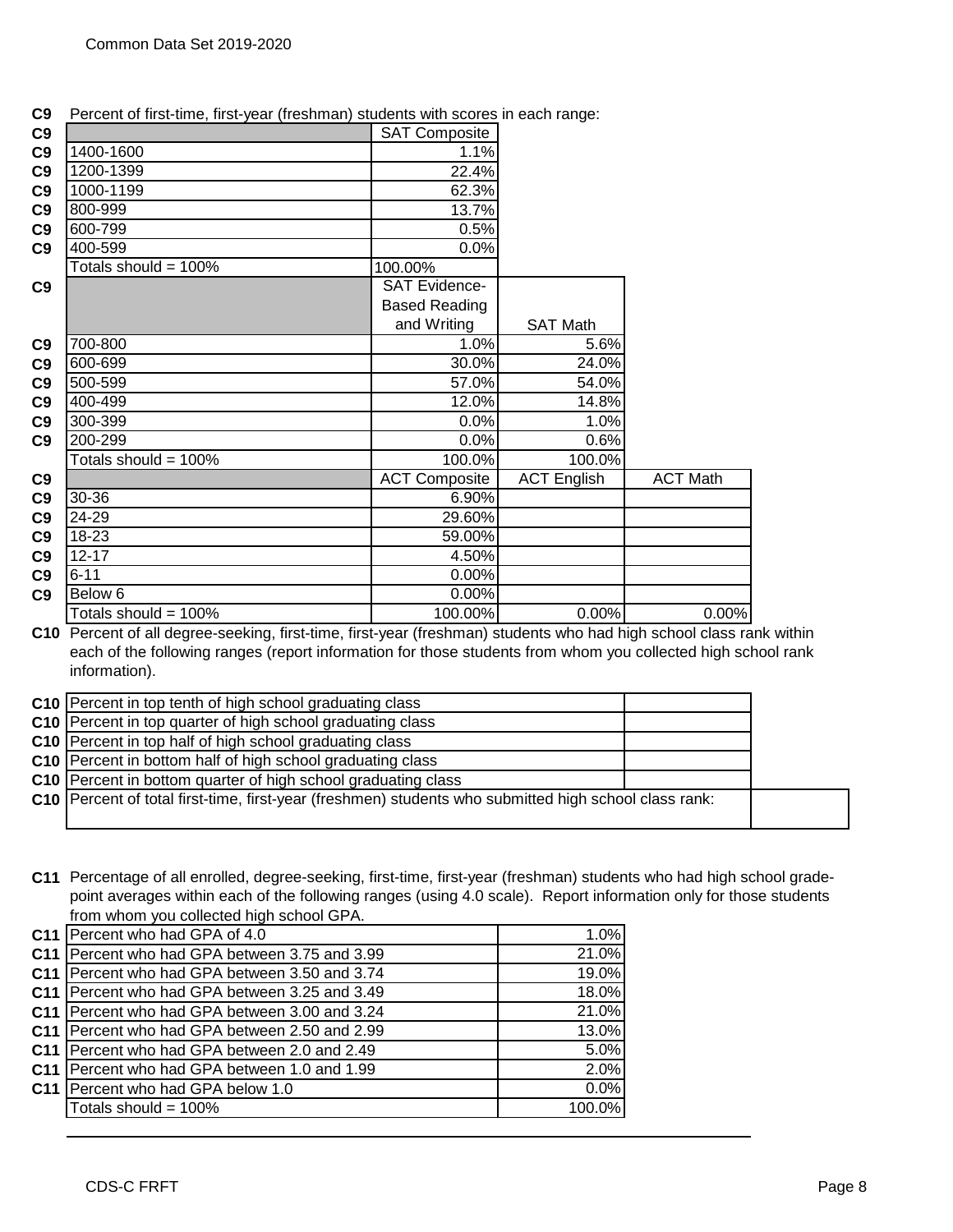**C9** Percent of first-time, first-year (freshman) students with scores in each range:

| | SAT Composite |
|---|---|
| 1400-1600 | 1.1% |
| 1200-1399 | 22.4% |
| 1000-1199 | 62.3% |
| 800-999 | 13.7% |
| 600-799 | 0.5% |
| 400-599 | 0.0% |
| Totals should = 100% | 100.00% |

| | SAT Evidence-Based Reading and Writing | SAT Math |
|---|---|---|
| 700-800 | 1.0% | 5.6% |
| 600-699 | 30.0% | 24.0% |
| 500-599 | 57.0% | 54.0% |
| 400-499 | 12.0% | 14.8% |
| 300-399 | 0.0% | 1.0% |
| 200-299 | 0.0% | 0.6% |
| Totals should = 100% | 100.0% | 100.0% |

| | ACT Composite | ACT English | ACT Math |
|---|---|---|---|
| 30-36 | 6.90% | | |
| 24-29 | 29.60% | | |
| 18-23 | 59.00% | | |
| 12-17 | 4.50% | | |
| 6-11 | 0.00% | | |
| Below 6 | 0.00% | | |
| Totals should = 100% | 100.00% | 0.00% | 0.00% |

**C10** Percent of all degree-seeking, first-time, first-year (freshman) students who had high school class rank within each of the following ranges (report information for those students from whom you collected high school rank information).

| | |
|---|---|
| Percent in top tenth of high school graduating class | |
| Percent in top quarter of high school graduating class | |
| Percent in top half of high school graduating class | |
| Percent in bottom half of high school graduating class | |
| Percent in bottom quarter of high school graduating class | |
| Percent of total first-time, first-year (freshmen) students who submitted high school class rank: | |

**C11** Percentage of all enrolled, degree-seeking, first-time, first-year (freshman) students who had high school grade-point averages within each of the following ranges (using 4.0 scale). Report information only for those students from whom you collected high school GPA.

| | |
|---|---|
| Percent who had GPA of 4.0 | 1.0% |
| Percent who had GPA between 3.75 and 3.99 | 21.0% |
| Percent who had GPA between 3.50 and 3.74 | 19.0% |
| Percent who had GPA between 3.25 and 3.49 | 18.0% |
| Percent who had GPA between 3.00 and 3.24 | 21.0% |
| Percent who had GPA between 2.50 and 2.99 | 13.0% |
| Percent who had GPA between 2.0 and 2.49 | 5.0% |
| Percent who had GPA between 1.0 and 1.99 | 2.0% |
| Percent who had GPA below 1.0 | 0.0% |
| Totals should = 100% | 100.0% |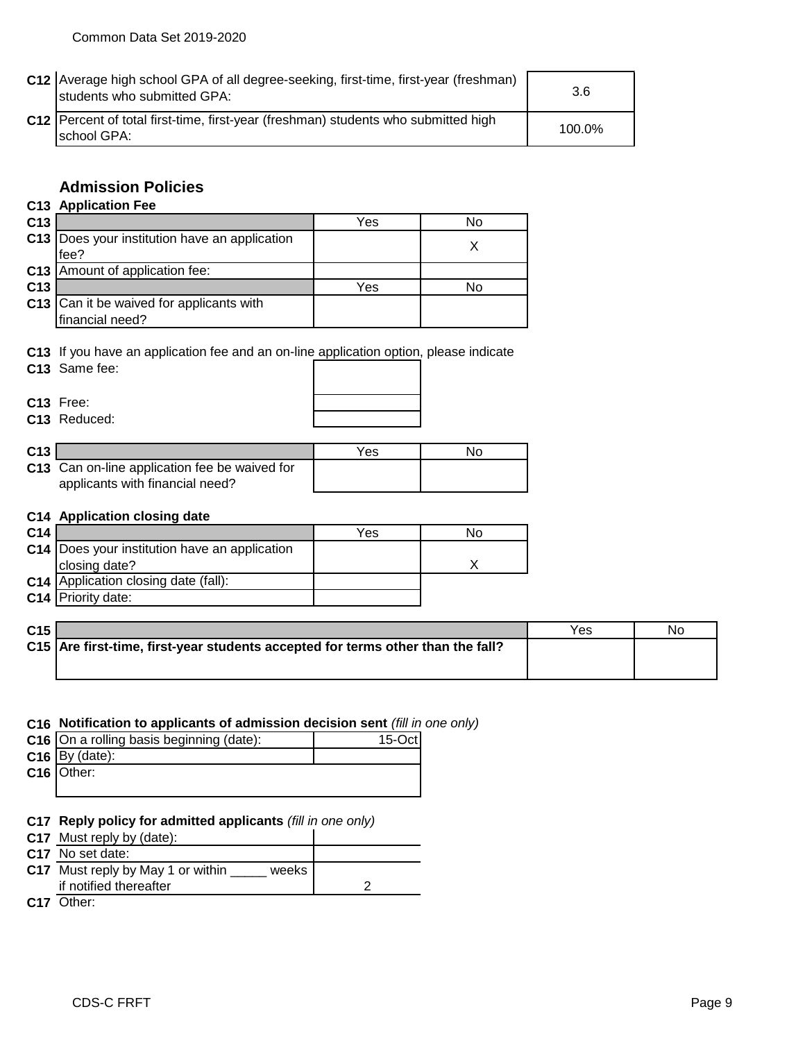| | | |
|---|---|---|
| C12 | Average high school GPA of all degree-seeking, first-time, first-year (freshman) students who submitted GPA: | 3.6 |
| C12 | Percent of total first-time, first-year (freshman) students who submitted high school GPA: | 100.0% |

## Admission Policies

### C13 Application Fee

| | | Yes | No |
|---|---|---|---|
| C13 | Does your institution have an application fee? | | X |
| C13 | Amount of application fee: | | |

| | | Yes | No |
|---|---|---|---|
| C13 | Can it be waived for applicants with financial need? | | |

C13 If you have an application fee and an on-line application option, please indicate

| | | |
|---|---|---|
| C13 | Same fee: | |
| C13 | Free: | |
| C13 | Reduced: | |

| | | Yes | No |
|---|---|---|---|
| C13 | Can on-line application fee be waived for applicants with financial need? | | |

### C14 Application closing date

| | | Yes | No |
|---|---|---|---|
| C14 | Does your institution have an application closing date? | | X |
| C14 | Application closing date (fall): | | |
| C14 | Priority date: | | |

| | | Yes | No |
|---|---|---|---|
| C15 | **Are first-time, first-year students accepted for terms other than the fall?** | | |

### C16 Notification to applicants of admission decision sent *(fill in one only)*

| | | |
|---|---|---|
| C16 | On a rolling basis beginning (date): | 15-Oct |
| C16 | By (date): | |
| C16 | Other: | |

### C17 Reply policy for admitted applicants *(fill in one only)*

| | | |
|---|---|---|
| C17 | Must reply by (date): | |
| C17 | No set date: | |
| C17 | Must reply by May 1 or within _____ weeks if notified thereafter | 2 |
| C17 | Other: | |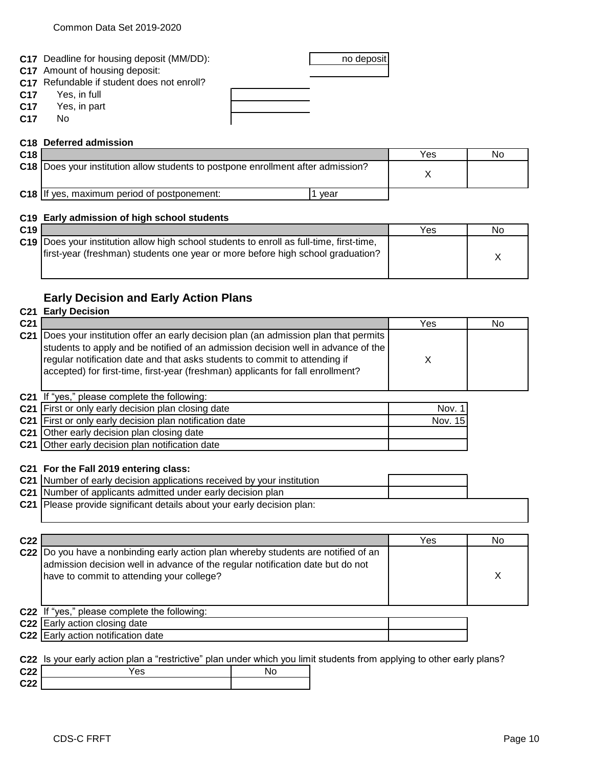| | | |
|---|---|---|
| C17 | Deadline for housing deposit (MM/DD): | no deposit |
| C17 | Amount of housing deposit: | |
| C17 | Refundable if student does not enroll? | |
| C17 | Yes, in full | |
| C17 | Yes, in part | |
| C17 | No | |

**C18 Deferred admission**

| | | Yes | No |
|---|---|---|---|
| C18 | Does your institution allow students to postpone enrollment after admission? | X | |
| C18 | If yes, maximum period of postponement: 1 year | | |

**C19 Early admission of high school students**

| | | Yes | No |
|---|---|---|---|
| C19 | Does your institution allow high school students to enroll as full-time, first-time, first-year (freshman) students one year or more before high school graduation? | | X |

## Early Decision and Early Action Plans

**C21 Early Decision**

| | | Yes | No |
|---|---|---|---|
| C21 | Does your institution offer an early decision plan (an admission plan that permits students to apply and be notified of an admission decision well in advance of the regular notification date and that asks students to commit to attending if accepted) for first-time, first-year (freshman) applicants for fall enrollment? | X | |

C21 If "yes," please complete the following:

| | | |
|---|---|---|
| C21 | First or only early decision plan closing date | Nov. 1 |
| C21 | First or only early decision plan notification date | Nov. 15 |
| C21 | Other early decision plan closing date | |
| C21 | Other early decision plan notification date | |

**C21 For the Fall 2019 entering class:**

| | | |
|---|---|---|
| C21 | Number of early decision applications received by your institution | |
| C21 | Number of applicants admitted under early decision plan | |
| C21 | Please provide significant details about your early decision plan: | |

| | | Yes | No |
|---|---|---|---|
| C22 | Do you have a nonbinding early action plan whereby students are notified of an admission decision well in advance of the regular notification date but do not have to commit to attending your college? | | X |

C22 If "yes," please complete the following:

| | | |
|---|---|---|
| C22 | Early action closing date | |
| C22 | Early action notification date | |

C22 Is your early action plan a "restrictive" plan under which you limit students from applying to other early plans?

| | Yes | No |
|---|---|---|
| C22 | | |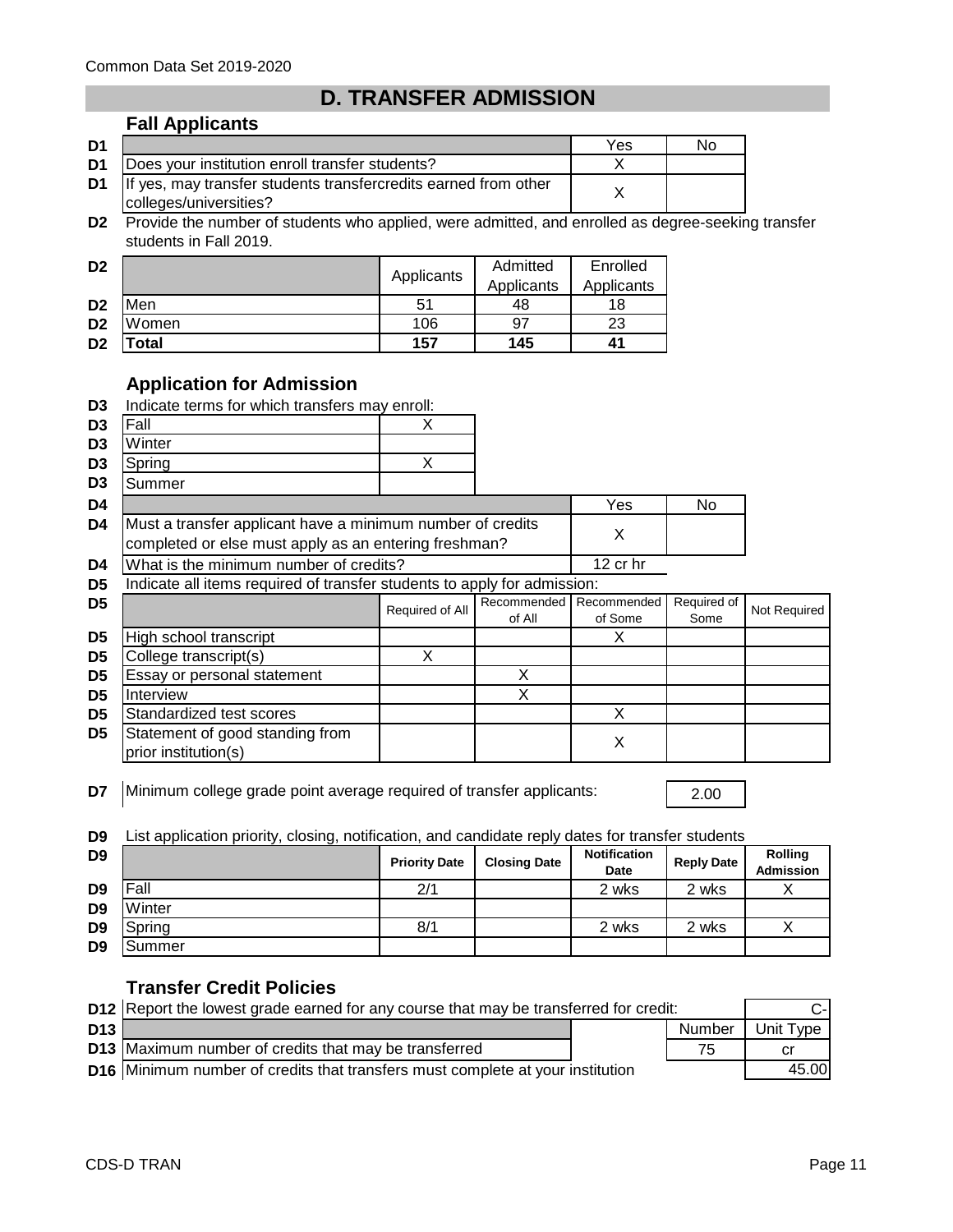# D. TRANSFER ADMISSION

## Fall Applicants

| | | Yes | No |
|---|---|---|---|
| D1 | Does your institution enroll transfer students? | X | |
| D1 | If yes, may transfer students transfercredits earned from other colleges/universities? | X | |

**D2** Provide the number of students who applied, were admitted, and enrolled as degree-seeking transfer students in Fall 2019.

| | | Applicants | Admitted Applicants | Enrolled Applicants |
|---|---|---|---|---|
| D2 | Men | 51 | 48 | 18 |
| D2 | Women | 106 | 97 | 23 |
| D2 | **Total** | **157** | **145** | **41** |

## Application for Admission

**D3** Indicate terms for which transfers may enroll:

| | | |
|---|---|---|
| D3 | Fall | X |
| D3 | Winter | |
| D3 | Spring | X |
| D3 | Summer | |

| | | Yes | No |
|---|---|---|---|
| D4 | Must a transfer applicant have a minimum number of credits completed or else must apply as an entering freshman? | X | |
| D4 | What is the minimum number of credits? | 12 cr hr | |

**D5** Indicate all items required of transfer students to apply for admission:

| | | Required of All | Recommended of All | Recommended of Some | Required of Some | Not Required |
|---|---|---|---|---|---|---|
| D5 | High school transcript | | | X | | |
| D5 | College transcript(s) | X | | | | |
| D5 | Essay or personal statement | | X | | | |
| D5 | Interview | | X | | | |
| D5 | Standardized test scores | | | X | | |
| D5 | Statement of good standing from prior institution(s) | | | X | | |

**D7** Minimum college grade point average required of transfer applicants: 2.00

**D9** List application priority, closing, notification, and candidate reply dates for transfer students

| | | Priority Date | Closing Date | Notification Date | Reply Date | Rolling Admission |
|---|---|---|---|---|---|---|
| D9 | Fall | 2/1 | | 2 wks | 2 wks | X |
| D9 | Winter | | | | | |
| D9 | Spring | 8/1 | | 2 wks | 2 wks | X |
| D9 | Summer | | | | | |

## Transfer Credit Policies

**D12** Report the lowest grade earned for any course that may be transferred for credit: C-

| | | Number | Unit Type |
|---|---|---|---|
| D13 | Maximum number of credits that may be transferred | 75 | cr |

**D16** Minimum number of credits that transfers must complete at your institution: 45.00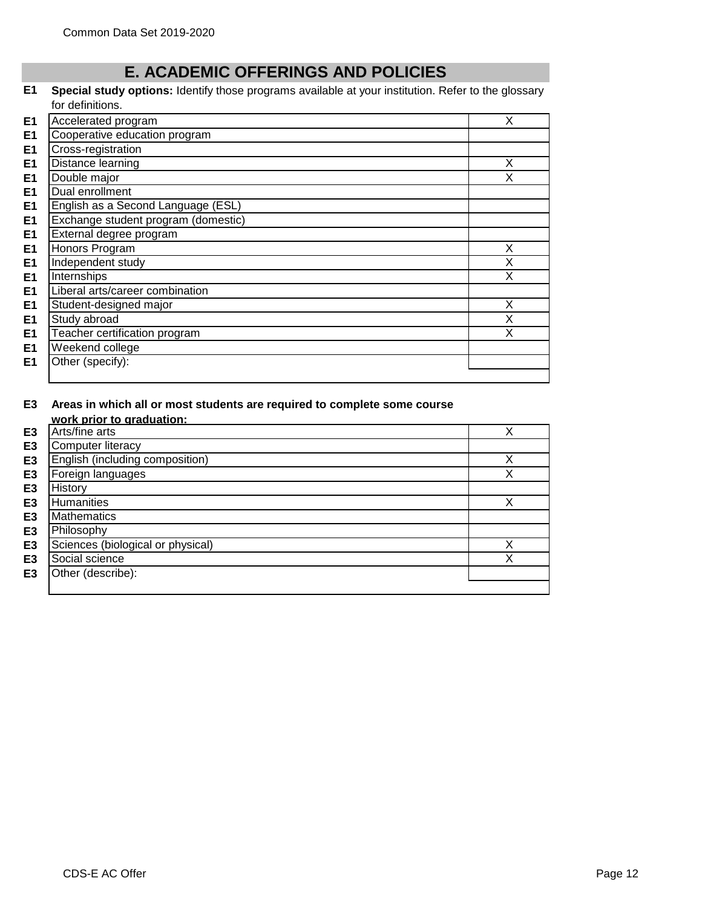# E. ACADEMIC OFFERINGS AND POLICIES

**E1** **Special study options:** Identify those programs available at your institution. Refer to the glossary for definitions.

| | Program | |
|---|---|---|
| E1 | Accelerated program | X |
| E1 | Cooperative education program | |
| E1 | Cross-registration | |
| E1 | Distance learning | X |
| E1 | Double major | X |
| E1 | Dual enrollment | |
| E1 | English as a Second Language (ESL) | |
| E1 | Exchange student program (domestic) | |
| E1 | External degree program | |
| E1 | Honors Program | X |
| E1 | Independent study | X |
| E1 | Internships | X |
| E1 | Liberal arts/career combination | |
| E1 | Student-designed major | X |
| E1 | Study abroad | X |
| E1 | Teacher certification program | X |
| E1 | Weekend college | |
| E1 | Other (specify): | |

**E3** **Areas in which all or most students are required to complete some course work prior to graduation:**

| | Area | |
|---|---|---|
| E3 | Arts/fine arts | X |
| E3 | Computer literacy | |
| E3 | English (including composition) | X |
| E3 | Foreign languages | X |
| E3 | History | |
| E3 | Humanities | X |
| E3 | Mathematics | |
| E3 | Philosophy | |
| E3 | Sciences (biological or physical) | X |
| E3 | Social science | X |
| E3 | Other (describe): | |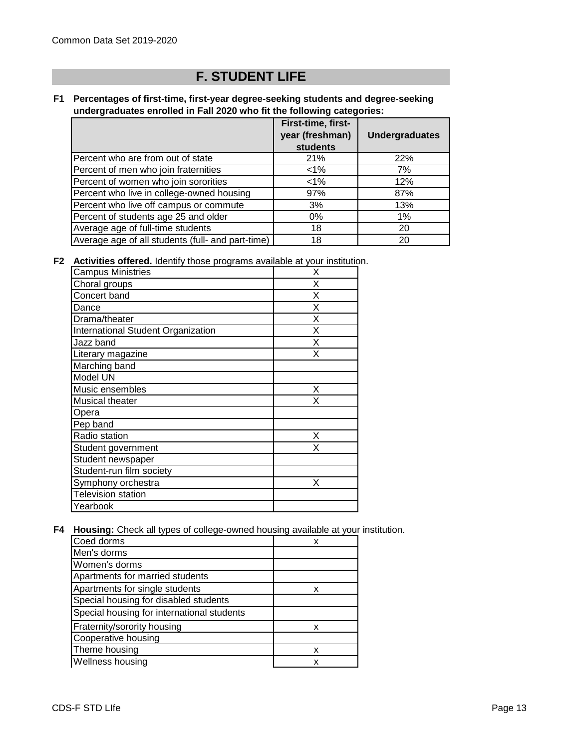# F. STUDENT LIFE

**F1 Percentages of first-time, first-year degree-seeking students and degree-seeking undergraduates enrolled in Fall 2020 who fit the following categories:**

| | First-time, first-year (freshman) students | Undergraduates |
|---|---|---|
| Percent who are from out of state | 21% | 22% |
| Percent of men who join fraternities | <1% | 7% |
| Percent of women who join sororities | <1% | 12% |
| Percent who live in college-owned housing | 97% | 87% |
| Percent who live off campus or commute | 3% | 13% |
| Percent of students age 25 and older | 0% | 1% |
| Average age of full-time students | 18 | 20 |
| Average age of all students (full- and part-time) | 18 | 20 |

**F2 Activities offered.** Identify those programs available at your institution.

| | |
|---|---|
| Campus Ministries | X |
| Choral groups | X |
| Concert band | X |
| Dance | X |
| Drama/theater | X |
| International Student Organization | X |
| Jazz band | X |
| Literary magazine | X |
| Marching band | |
| Model UN | |
| Music ensembles | X |
| Musical theater | X |
| Opera | |
| Pep band | |
| Radio station | X |
| Student government | X |
| Student newspaper | |
| Student-run film society | |
| Symphony orchestra | X |
| Television station | |
| Yearbook | |

**F4 Housing:** Check all types of college-owned housing available at your institution.

| | |
|---|---|
| Coed dorms | x |
| Men's dorms | |
| Women's dorms | |
| Apartments for married students | |
| Apartments for single students | x |
| Special housing for disabled students | |
| Special housing for international students | |
| Fraternity/sorority housing | x |
| Cooperative housing | |
| Theme housing | x |
| Wellness housing | x |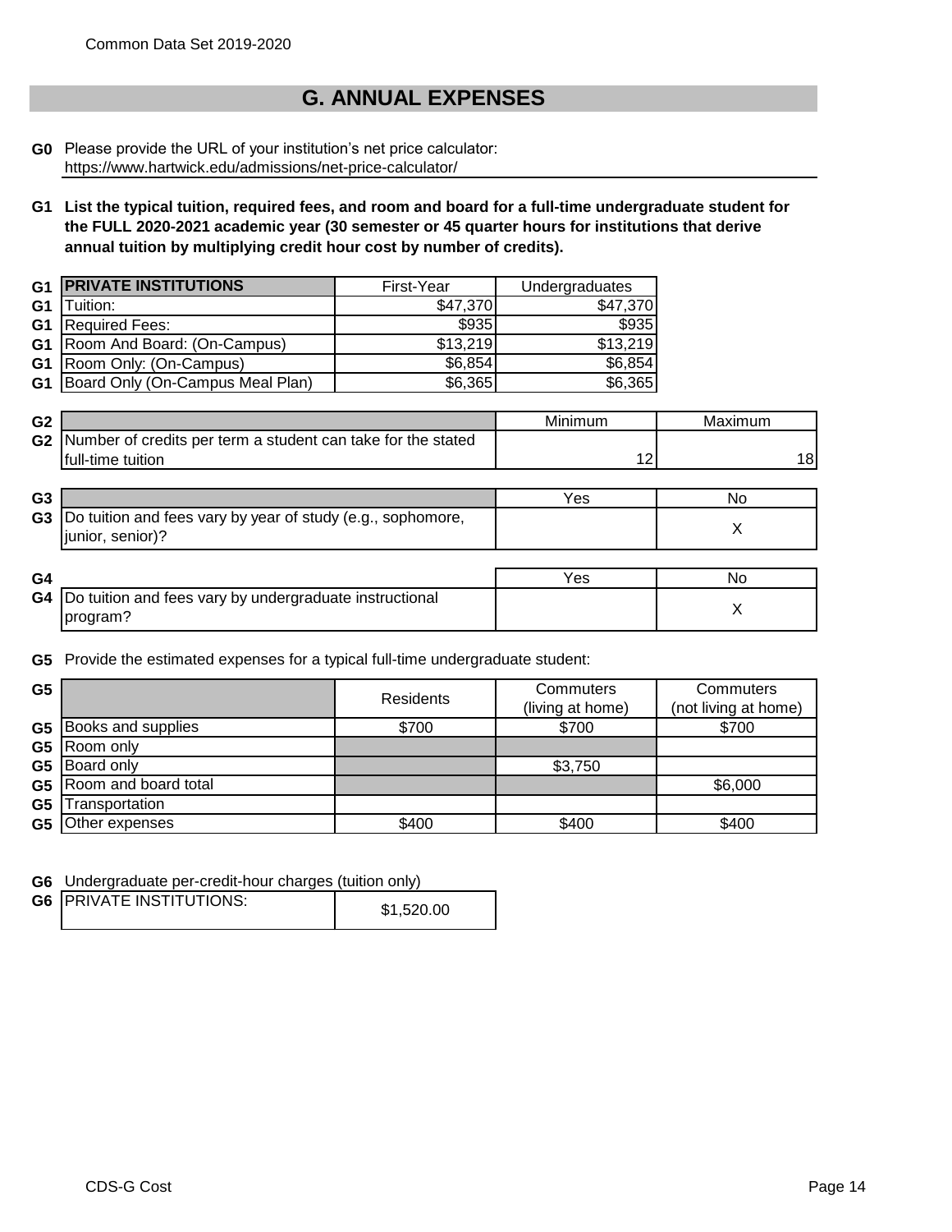## G. ANNUAL EXPENSES

**G0** Please provide the URL of your institution's net price calculator:
https://www.hartwick.edu/admissions/net-price-calculator/

**G1 List the typical tuition, required fees, and room and board for a full-time undergraduate student for the FULL 2020-2021 academic year (30 semester or 45 quarter hours for institutions that derive annual tuition by multiplying credit hour cost by number of credits).**

| | PRIVATE INSTITUTIONS | First-Year | Undergraduates |
|---|---|---|---|
| G1 | Tuition: | $47,370 | $47,370 |
| G1 | Required Fees: | $935 | $935 |
| G1 | Room And Board: (On-Campus) | $13,219 | $13,219 |
| G1 | Room Only: (On-Campus) | $6,854 | $6,854 |
| G1 | Board Only (On-Campus Meal Plan) | $6,365 | $6,365 |

| | | Minimum | Maximum |
|---|---|---|---|
| G2 | Number of credits per term a student can take for the stated full-time tuition | 12 | 18 |

| | | Yes | No |
|---|---|---|---|
| G3 | Do tuition and fees vary by year of study (e.g., sophomore, junior, senior)? | | X |

| | | Yes | No |
|---|---|---|---|
| G4 | Do tuition and fees vary by undergraduate instructional program? | | X |

**G5** Provide the estimated expenses for a typical full-time undergraduate student:

| | | Residents | Commuters (living at home) | Commuters (not living at home) |
|---|---|---|---|---|
| G5 | Books and supplies | $700 | $700 | $700 |
| G5 | Room only | | | |
| G5 | Board only | | $3,750 | |
| G5 | Room and board total | | | $6,000 |
| G5 | Transportation | | | |
| G5 | Other expenses | $400 | $400 | $400 |

**G6** Undergraduate per-credit-hour charges (tuition only)

| | | |
|---|---|---|
| G6 | PRIVATE INSTITUTIONS: | $1,520.00 |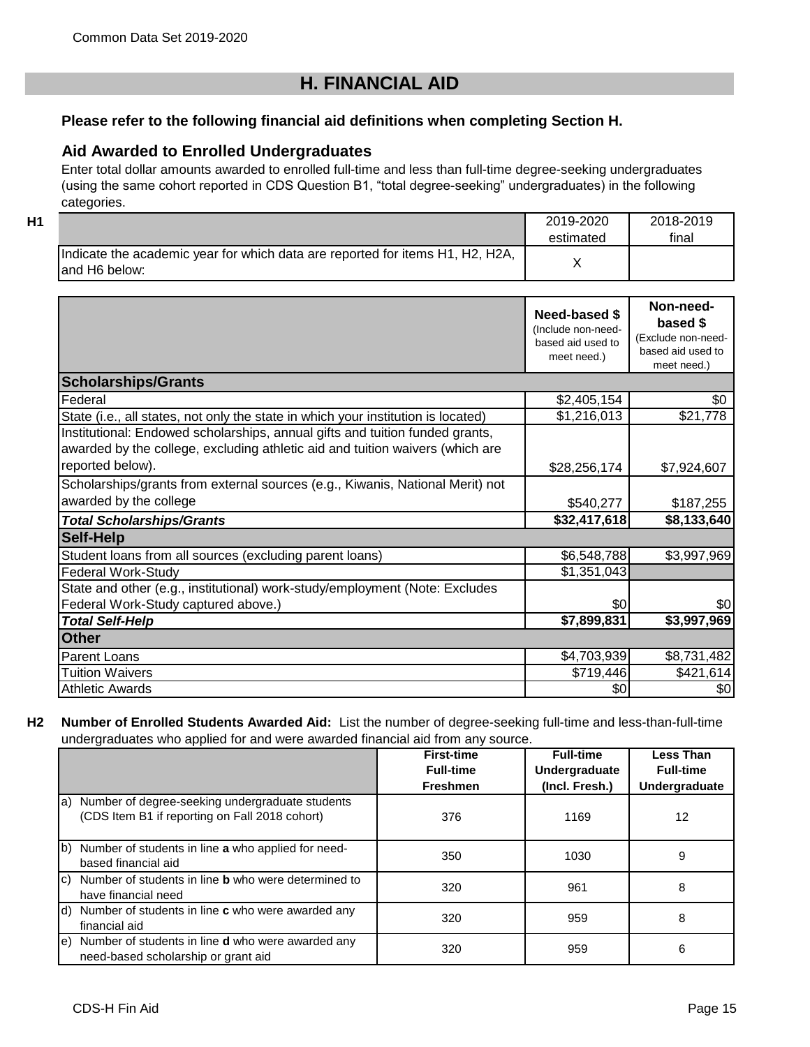## H. FINANCIAL AID

**Please refer to the following financial aid definitions when completing Section H.**

### Aid Awarded to Enrolled Undergraduates

Enter total dollar amounts awarded to enrolled full-time and less than full-time degree-seeking undergraduates (using the same cohort reported in CDS Question B1, "total degree-seeking" undergraduates) in the following categories.

**H1**

| | 2019-2020 estimated | 2018-2019 final |
|---|---|---|
| Indicate the academic year for which data are reported for items H1, H2, H2A, and H6 below: | X | |

| | **Need-based $** (Include non-need-based aid used to meet need.) | **Non-need-based $** (Exclude non-need-based aid used to meet need.) |
|---|---|---|
| **Scholarships/Grants** | | |
| Federal | $2,405,154 | $0 |
| State (i.e., all states, not only the state in which your institution is located) | $1,216,013 | $21,778 |
| Institutional: Endowed scholarships, annual gifts and tuition funded grants, awarded by the college, excluding athletic aid and tuition waivers (which are reported below). | $28,256,174 | $7,924,607 |
| Scholarships/grants from external sources (e.g., Kiwanis, National Merit) not awarded by the college | $540,277 | $187,255 |
| ***Total Scholarships/Grants*** | **$32,417,618** | **$8,133,640** |
| **Self-Help** | | |
| Student loans from all sources (excluding parent loans) | $6,548,788 | $3,997,969 |
| Federal Work-Study | $1,351,043 | |
| State and other (e.g., institutional) work-study/employment (Note: Excludes Federal Work-Study captured above.) | $0 | $0 |
| ***Total Self-Help*** | **$7,899,831** | **$3,997,969** |
| **Other** | | |
| Parent Loans | $4,703,939 | $8,731,482 |
| Tuition Waivers | $719,446 | $421,614 |
| Athletic Awards | $0 | $0 |

**H2 Number of Enrolled Students Awarded Aid:** List the number of degree-seeking full-time and less-than-full-time undergraduates who applied for and were awarded financial aid from any source.

| | **First-time Full-time Freshmen** | **Full-time Undergraduate (Incl. Fresh.)** | **Less Than Full-time Undergraduate** |
|---|---|---|---|
| a) Number of degree-seeking undergraduate students (CDS Item B1 if reporting on Fall 2018 cohort) | 376 | 1169 | 12 |
| b) Number of students in line **a** who applied for need-based financial aid | 350 | 1030 | 9 |
| c) Number of students in line **b** who were determined to have financial need | 320 | 961 | 8 |
| d) Number of students in line **c** who were awarded any financial aid | 320 | 959 | 8 |
| e) Number of students in line **d** who were awarded any need-based scholarship or grant aid | 320 | 959 | 6 |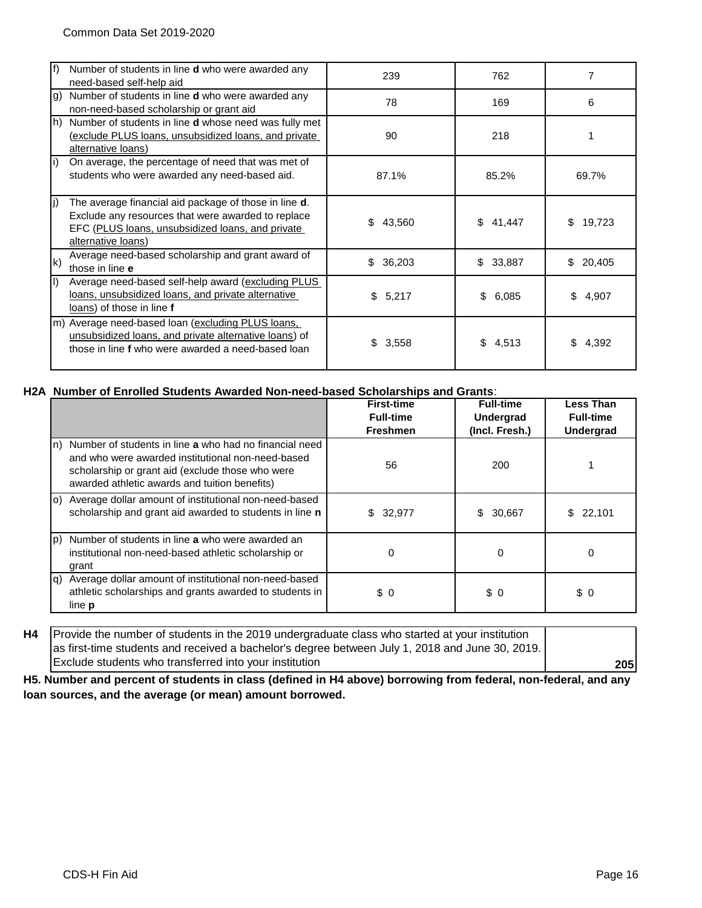| | | | | |
|---|---|---|---|---|
| f) | Number of students in line **d** who were awarded any need-based self-help aid | 239 | 762 | 7 |
| g) | Number of students in line **d** who were awarded any non-need-based scholarship or grant aid | 78 | 169 | 6 |
| h) | Number of students in line **d** whose need was fully met (exclude PLUS loans, unsubsidized loans, and private alternative loans) | 90 | 218 | 1 |
| i) | On average, the percentage of need that was met of students who were awarded any need-based aid. | 87.1% | 85.2% | 69.7% |
| j) | The average financial aid package of those in line **d**. Exclude any resources that were awarded to replace EFC (PLUS loans, unsubsidized loans, and private alternative loans) | $ 43,560 | $ 41,447 | $ 19,723 |
| k) | Average need-based scholarship and grant award of those in line **e** | $ 36,203 | $ 33,887 | $ 20,405 |
| l) | Average need-based self-help award (excluding PLUS loans, unsubsidized loans, and private alternative loans) of those in line **f** | $ 5,217 | $ 6,085 | $ 4,907 |
| m) | Average need-based loan (excluding PLUS loans, unsubsidized loans, and private alternative loans) of those in line **f** who were awarded a need-based loan | $ 3,558 | $ 4,513 | $ 4,392 |

**H2A Number of Enrolled Students Awarded Non-need-based Scholarships and Grants**:

| | | First-time Full-time Freshmen | Full-time Undergrad (Incl. Fresh.) | Less Than Full-time Undergrad |
|---|---|---|---|---|
| n) | Number of students in line **a** who had no financial need and who were awarded institutional non-need-based scholarship or grant aid (exclude those who were awarded athletic awards and tuition benefits) | 56 | 200 | 1 |
| o) | Average dollar amount of institutional non-need-based scholarship and grant aid awarded to students in line **n** | $ 32,977 | $ 30,667 | $ 22,101 |
| p) | Number of students in line **a** who were awarded an institutional non-need-based athletic scholarship or grant | 0 | 0 | 0 |
| q) | Average dollar amount of institutional non-need-based athletic scholarships and grants awarded to students in line **p** | $ 0 | $ 0 | $ 0 |

| H4 | | |
|---|---|---|
| **H4** | Provide the number of students in the 2019 undergraduate class who started at your institution as first-time students and received a bachelor's degree between July 1, 2018 and June 30, 2019. Exclude students who transferred into your institution | **205** |

**H5. Number and percent of students in class (defined in H4 above) borrowing from federal, non-federal, and any loan sources, and the average (or mean) amount borrowed.**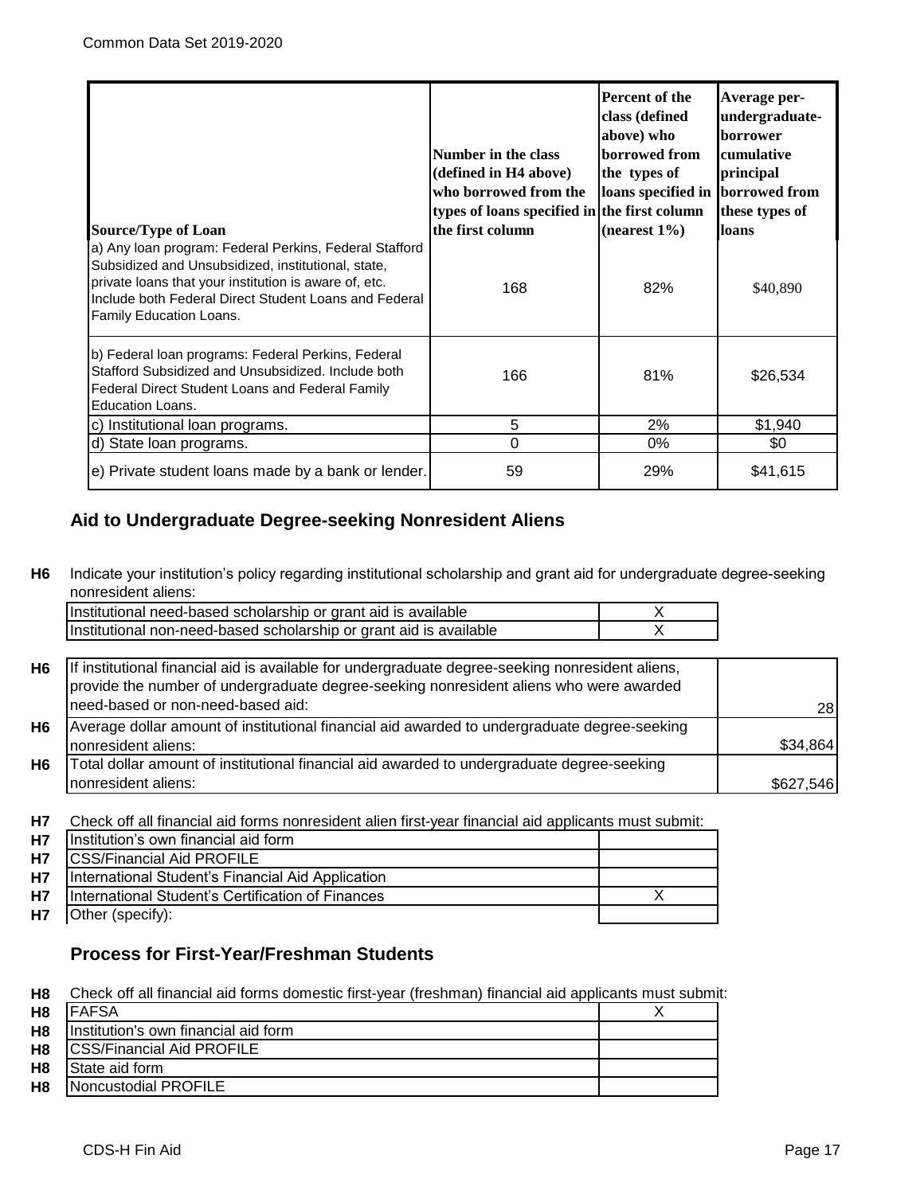| Source/Type of Loan | Number in the class (defined in H4 above) who borrowed from the types of loans specified in the first column | Percent of the class (defined above) who borrowed from the types of loans specified in the first column (nearest 1%) | Average per-undergraduate-borrower cumulative principal borrowed from these types of loans |
|---|---|---|---|
| a) Any loan program: Federal Perkins, Federal Stafford Subsidized and Unsubsidized, institutional, state, private loans that your institution is aware of, etc. Include both Federal Direct Student Loans and Federal Family Education Loans. | 168 | 82% | $40,890 |
| b) Federal loan programs: Federal Perkins, Federal Stafford Subsidized and Unsubsidized. Include both Federal Direct Student Loans and Federal Family Education Loans. | 166 | 81% | $26,534 |
| c) Institutional loan programs. | 5 | 2% | $1,940 |
| d) State loan programs. | 0 | 0% | $0 |
| e) Private student loans made by a bank or lender. | 59 | 29% | $41,615 |

## Aid to Undergraduate Degree-seeking Nonresident Aliens

**H6** Indicate your institution's policy regarding institutional scholarship and grant aid for undergraduate degree-seeking nonresident aliens:

| | |
|---|---|
| Institutional need-based scholarship or grant aid is available | X |
| Institutional non-need-based scholarship or grant aid is available | X |

| | | |
|---|---|---|
| H6 | If institutional financial aid is available for undergraduate degree-seeking nonresident aliens, provide the number of undergraduate degree-seeking nonresident aliens who were awarded need-based or non-need-based aid: | 28 |
| H6 | Average dollar amount of institutional financial aid awarded to undergraduate degree-seeking nonresident aliens: | $34,864 |
| H6 | Total dollar amount of institutional financial aid awarded to undergraduate degree-seeking nonresident aliens: | $627,546 |

**H7** Check off all financial aid forms nonresident alien first-year financial aid applicants must submit:

| | | |
|---|---|---|
| H7 | Institution's own financial aid form | |
| H7 | CSS/Financial Aid PROFILE | |
| H7 | International Student's Financial Aid Application | |
| H7 | International Student's Certification of Finances | X |
| H7 | Other (specify): | |

## Process for First-Year/Freshman Students

**H8** Check off all financial aid forms domestic first-year (freshman) financial aid applicants must submit:

| | | |
|---|---|---|
| H8 | FAFSA | X |
| H8 | Institution's own financial aid form | |
| H8 | CSS/Financial Aid PROFILE | |
| H8 | State aid form | |
| H8 | Noncustodial PROFILE | |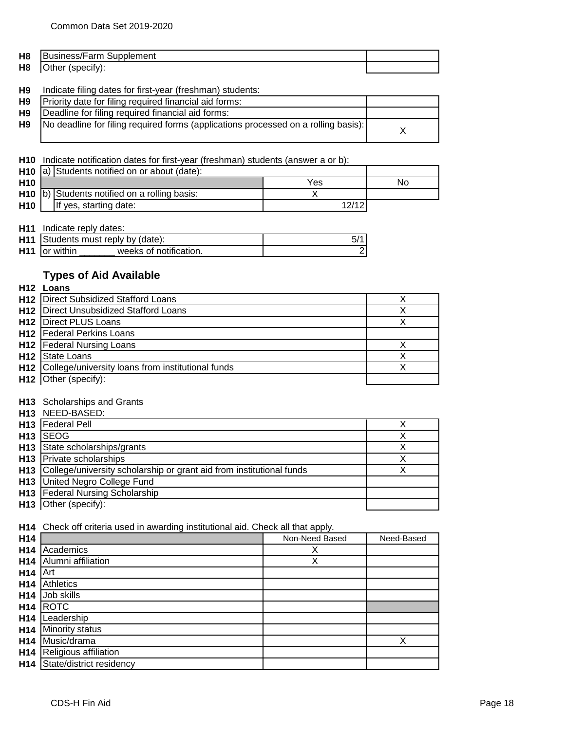| | | |
|---|---|---|
| H8 | Business/Farm Supplement | |
| H8 | Other (specify): | |

**H9** Indicate filing dates for first-year (freshman) students:

| | | |
|---|---|---|
| H9 | Priority date for filing required financial aid forms: | |
| H9 | Deadline for filing required financial aid forms: | |
| H9 | No deadline for filing required forms (applications processed on a rolling basis): | X |

**H10** Indicate notification dates for first-year (freshman) students (answer a or b):

| | | | |
|---|---|---|---|
| H10 | a) Students notified on or about (date): | | |
| H10 | | Yes | No |
| H10 | b) Students notified on a rolling basis: | X | |
| H10 | If yes, starting date: | 12/12 | |

**H11** Indicate reply dates:

| | | |
|---|---|---|
| H11 | Students must reply by (date): | 5/1 |
| H11 | or within _______ weeks of notification. | 2 |

## Types of Aid Available

**H12 Loans**

| | | |
|---|---|---|
| H12 | Direct Subsidized Stafford Loans | X |
| H12 | Direct Unsubsidized Stafford Loans | X |
| H12 | Direct PLUS Loans | X |
| H12 | Federal Perkins Loans | |
| H12 | Federal Nursing Loans | X |
| H12 | State Loans | X |
| H12 | College/university loans from institutional funds | X |
| H12 | Other (specify): | |

**H13** Scholarships and Grants

**H13** NEED-BASED:

| | | |
|---|---|---|
| H13 | Federal Pell | X |
| H13 | SEOG | X |
| H13 | State scholarships/grants | X |
| H13 | Private scholarships | X |
| H13 | College/university scholarship or grant aid from institutional funds | X |
| H13 | United Negro College Fund | |
| H13 | Federal Nursing Scholarship | |
| H13 | Other (specify): | |

**H14** Check off criteria used in awarding institutional aid. Check all that apply.

| | | Non-Need Based | Need-Based |
|---|---|---|---|
| H14 | Academics | X | |
| H14 | Alumni affiliation | X | |
| H14 | Art | | |
| H14 | Athletics | | |
| H14 | Job skills | | |
| H14 | ROTC | | |
| H14 | Leadership | | |
| H14 | Minority status | | |
| H14 | Music/drama | | X |
| H14 | Religious affiliation | | |
| H14 | State/district residency | | |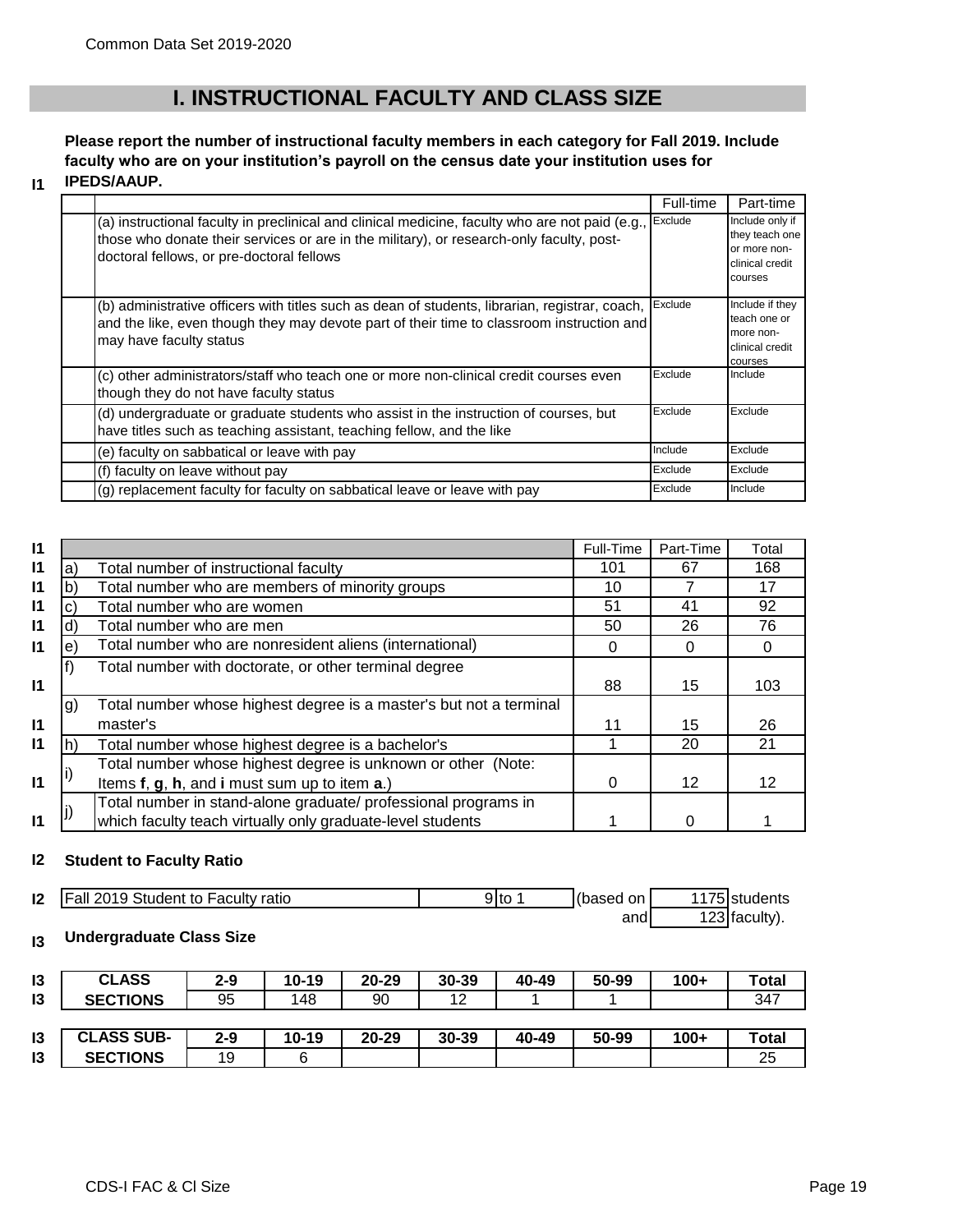# I. INSTRUCTIONAL FACULTY AND CLASS SIZE

**I1** **Please report the number of instructional faculty members in each category for Fall 2019. Include faculty who are on your institution's payroll on the census date your institution uses for IPEDS/AAUP.**

| | | Full-time | Part-time |
|---|---|---|---|
| | (a) instructional faculty in preclinical and clinical medicine, faculty who are not paid (e.g., those who donate their services or are in the military), or research-only faculty, post-doctoral fellows, or pre-doctoral fellows | Exclude | Include only if they teach one or more non-clinical credit courses |
| | (b) administrative officers with titles such as dean of students, librarian, registrar, coach, and the like, even though they may devote part of their time to classroom instruction and may have faculty status | Exclude | Include if they teach one or more non-clinical credit courses |
| | (c) other administrators/staff who teach one or more non-clinical credit courses even though they do not have faculty status | Exclude | Include |
| | (d) undergraduate or graduate students who assist in the instruction of courses, but have titles such as teaching assistant, teaching fellow, and the like | Exclude | Exclude |
| | (e) faculty on sabbatical or leave with pay | Include | Exclude |
| | (f) faculty on leave without pay | Exclude | Exclude |
| | (g) replacement faculty for faculty on sabbatical leave or leave with pay | Exclude | Include |

| | | | Full-Time | Part-Time | Total |
|---|---|---|---|---|---|
| I1 | a) | Total number of instructional faculty | 101 | 67 | 168 |
| I1 | b) | Total number who are members of minority groups | 10 | 7 | 17 |
| I1 | c) | Total number who are women | 51 | 41 | 92 |
| I1 | d) | Total number who are men | 50 | 26 | 76 |
| I1 | e) | Total number who are nonresident aliens (international) | 0 | 0 | 0 |
| I1 | f) | Total number with doctorate, or other terminal degree | 88 | 15 | 103 |
| I1 | g) | Total number whose highest degree is a master's but not a terminal master's | 11 | 15 | 26 |
| I1 | h) | Total number whose highest degree is a bachelor's | 1 | 20 | 21 |
| I1 | i) | Total number whose highest degree is unknown or other (Note: Items **f**, **g**, **h**, and **i** must sum up to item **a**.) | 0 | 12 | 12 |
| I1 | j) | Total number in stand-alone graduate/ professional programs in which faculty teach virtually only graduate-level students | 1 | 0 | 1 |

**I2** **Student to Faculty Ratio**

| | | | | |
|---|---|---|---|---|
| I2 | Fall 2019 Student to Faculty ratio | 9 to 1 | (based on | 1175 students |
| | | | and | 123 faculty). |

**I3** **Undergraduate Class Size**

| CLASS SECTIONS | 2-9 | 10-19 | 20-29 | 30-39 | 40-49 | 50-99 | 100+ | Total |
|---|---|---|---|---|---|---|---|---|
| | 95 | 148 | 90 | 12 | 1 | 1 | | 347 |

| CLASS SUB-SECTIONS | 2-9 | 10-19 | 20-29 | 30-39 | 40-49 | 50-99 | 100+ | Total |
|---|---|---|---|---|---|---|---|---|
| | 19 | 6 | | | | | | 25 |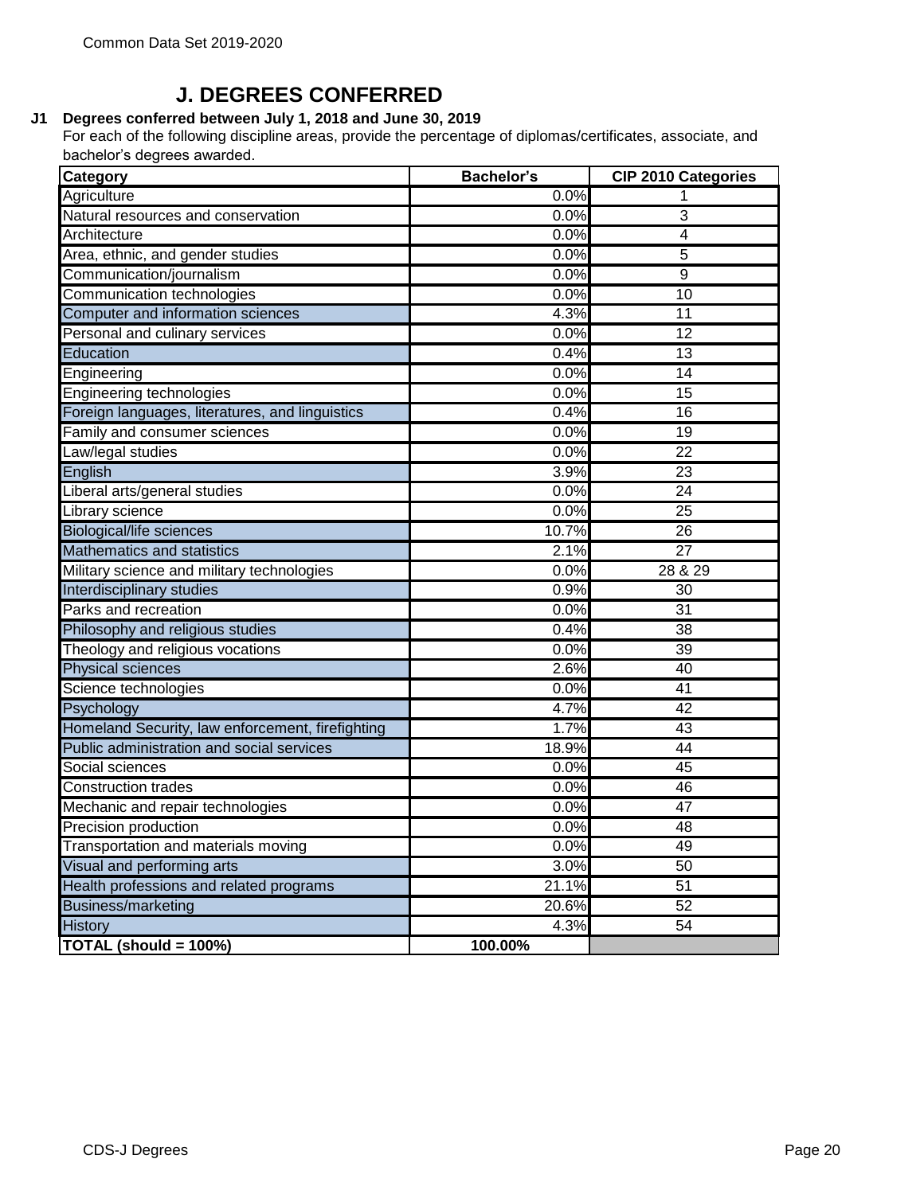## J. DEGREES CONFERRED

**J1 Degrees conferred between July 1, 2018 and June 30, 2019**

For each of the following discipline areas, provide the percentage of diplomas/certificates, associate, and bachelor's degrees awarded.

| Category | Bachelor's | CIP 2010 Categories |
|---|---|---|
| Agriculture | 0.0% | 1 |
| Natural resources and conservation | 0.0% | 3 |
| Architecture | 0.0% | 4 |
| Area, ethnic, and gender studies | 0.0% | 5 |
| Communication/journalism | 0.0% | 9 |
| Communication technologies | 0.0% | 10 |
| Computer and information sciences | 4.3% | 11 |
| Personal and culinary services | 0.0% | 12 |
| Education | 0.4% | 13 |
| Engineering | 0.0% | 14 |
| Engineering technologies | 0.0% | 15 |
| Foreign languages, literatures, and linguistics | 0.4% | 16 |
| Family and consumer sciences | 0.0% | 19 |
| Law/legal studies | 0.0% | 22 |
| English | 3.9% | 23 |
| Liberal arts/general studies | 0.0% | 24 |
| Library science | 0.0% | 25 |
| Biological/life sciences | 10.7% | 26 |
| Mathematics and statistics | 2.1% | 27 |
| Military science and military technologies | 0.0% | 28 & 29 |
| Interdisciplinary studies | 0.9% | 30 |
| Parks and recreation | 0.0% | 31 |
| Philosophy and religious studies | 0.4% | 38 |
| Theology and religious vocations | 0.0% | 39 |
| Physical sciences | 2.6% | 40 |
| Science technologies | 0.0% | 41 |
| Psychology | 4.7% | 42 |
| Homeland Security, law enforcement, firefighting | 1.7% | 43 |
| Public administration and social services | 18.9% | 44 |
| Social sciences | 0.0% | 45 |
| Construction trades | 0.0% | 46 |
| Mechanic and repair technologies | 0.0% | 47 |
| Precision production | 0.0% | 48 |
| Transportation and materials moving | 0.0% | 49 |
| Visual and performing arts | 3.0% | 50 |
| Health professions and related programs | 21.1% | 51 |
| Business/marketing | 20.6% | 52 |
| History | 4.3% | 54 |
| **TOTAL (should = 100%)** | **100.00%** | |